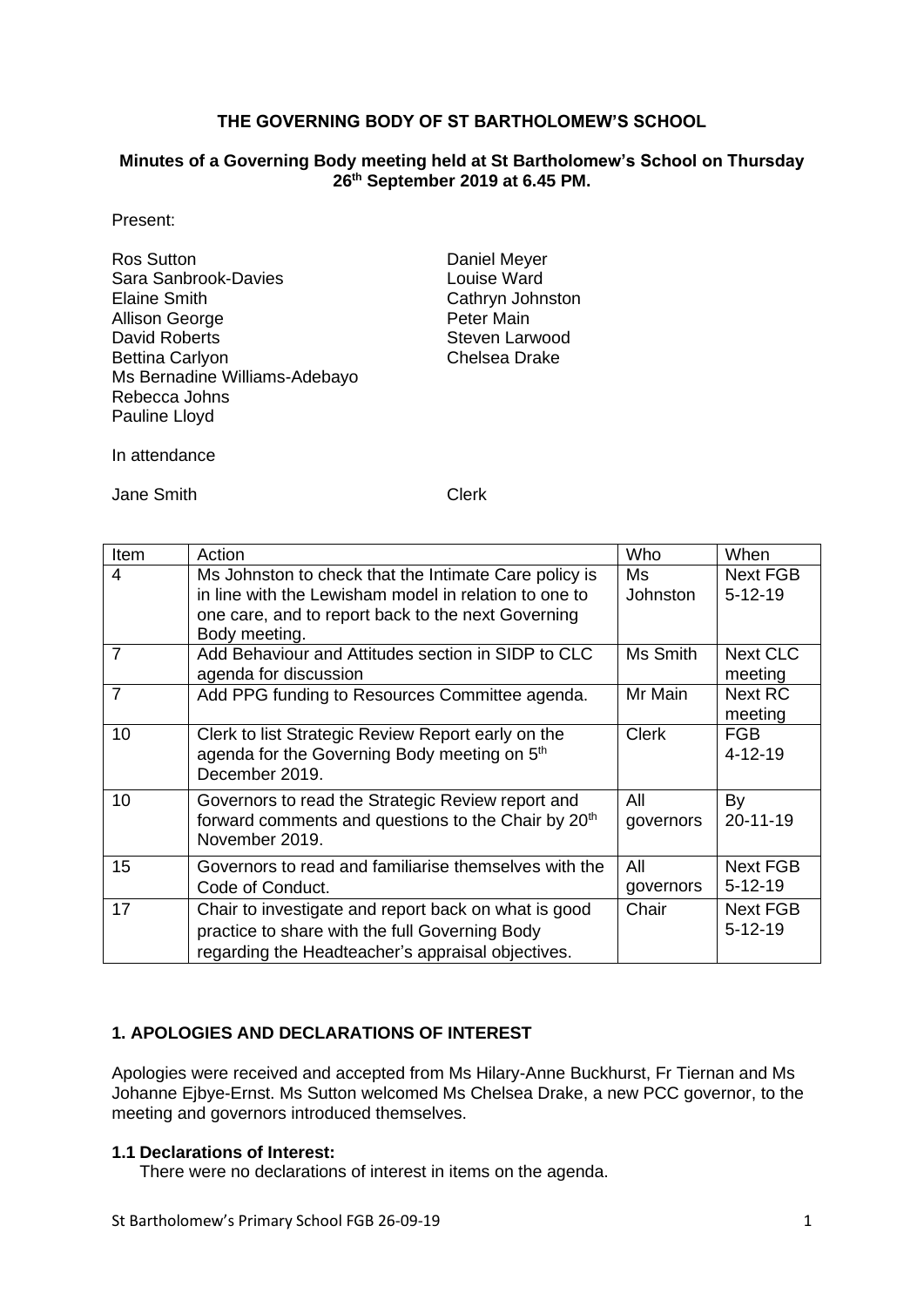**THE GOVERNING BODY OF ST BARTHOLOMEW'S SCHOOL**

**Minutes of a Governing Body meeting held at St Bartholomew's School on Thursday 26th September 2019 at 6.45 PM.**

Present:

Ros Sutton
Sara Sanbrook-Davies
Elaine Smith
Allison George
David Roberts
Bettina Carlyon
Ms Bernadine Williams-Adebayo
Rebecca Johns
Pauline Lloyd
Daniel Meyer
Louise Ward
Cathryn Johnston
Peter Main
Steven Larwood
Chelsea Drake

In attendance

Jane Smith — Clerk

| Item | Action | Who | When |
|---|---|---|---|
| 4 | Ms Johnston to check that the Intimate Care policy is in line with the Lewisham model in relation to one to one care, and to report back to the next Governing Body meeting. | Ms Johnston | Next FGB 5-12-19 |
| 7 | Add Behaviour and Attitudes section in SIDP to CLC agenda for discussion | Ms Smith | Next CLC meeting |
| 7 | Add PPG funding to Resources Committee agenda. | Mr Main | Next RC meeting |
| 10 | Clerk to list Strategic Review Report early on the agenda for the Governing Body meeting on 5th December 2019. | Clerk | FGB 4-12-19 |
| 10 | Governors to read the Strategic Review report and forward comments and questions to the Chair by 20th November 2019. | All governors | By 20-11-19 |
| 15 | Governors to read and familiarise themselves with the Code of Conduct. | All governors | Next FGB 5-12-19 |
| 17 | Chair to investigate and report back on what is good practice to share with the full Governing Body regarding the Headteacher's appraisal objectives. | Chair | Next FGB 5-12-19 |

## 1. APOLOGIES AND DECLARATIONS OF INTEREST

Apologies were received and accepted from Ms Hilary-Anne Buckhurst, Fr Tiernan and Ms Johanne Ejbye-Ernst. Ms Sutton welcomed Ms Chelsea Drake, a new PCC governor, to the meeting and governors introduced themselves.

### 1.1 Declarations of Interest:

There were no declarations of interest in items on the agenda.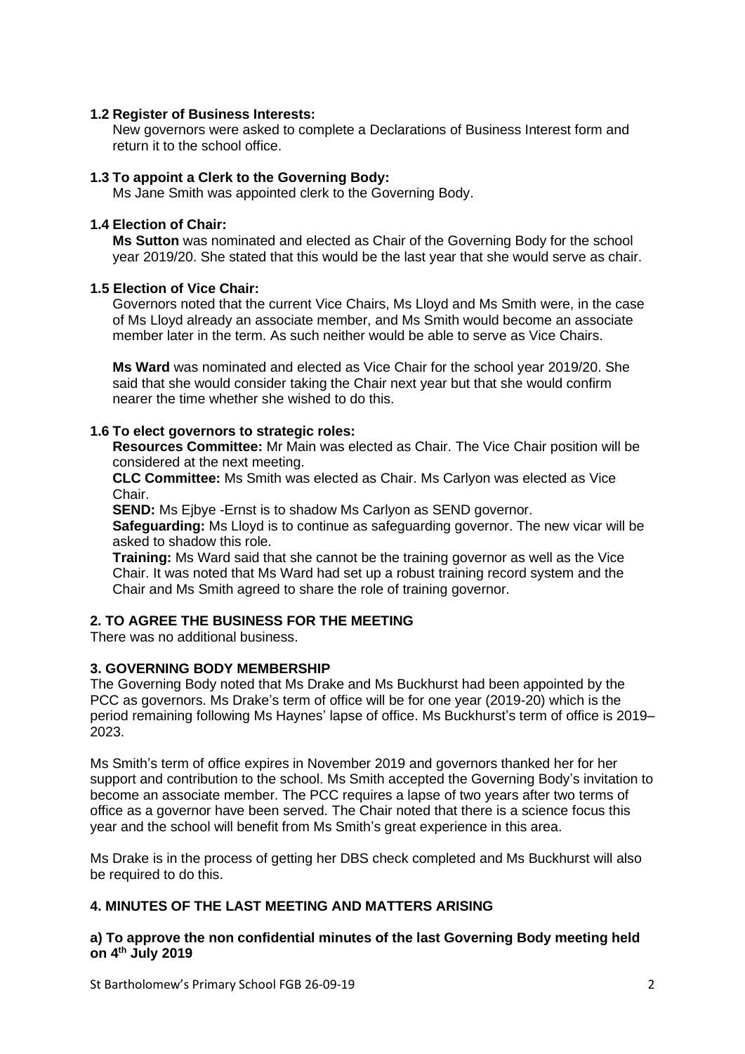**1.2 Register of Business Interests:**

New governors were asked to complete a Declarations of Business Interest form and return it to the school office.

**1.3 To appoint a Clerk to the Governing Body:**

Ms Jane Smith was appointed clerk to the Governing Body.

**1.4 Election of Chair:**

**Ms Sutton** was nominated and elected as Chair of the Governing Body for the school year 2019/20. She stated that this would be the last year that she would serve as chair.

**1.5 Election of Vice Chair:**

Governors noted that the current Vice Chairs, Ms Lloyd and Ms Smith were, in the case of Ms Lloyd already an associate member, and Ms Smith would become an associate member later in the term. As such neither would be able to serve as Vice Chairs.

**Ms Ward** was nominated and elected as Vice Chair for the school year 2019/20. She said that she would consider taking the Chair next year but that she would confirm nearer the time whether she wished to do this.

**1.6 To elect governors to strategic roles:**

**Resources Committee:** Mr Main was elected as Chair. The Vice Chair position will be considered at the next meeting.

**CLC Committee:** Ms Smith was elected as Chair. Ms Carlyon was elected as Vice Chair.

**SEND:** Ms Ejbye -Ernst is to shadow Ms Carlyon as SEND governor.

**Safeguarding:** Ms Lloyd is to continue as safeguarding governor. The new vicar will be asked to shadow this role.

**Training:** Ms Ward said that she cannot be the training governor as well as the Vice Chair. It was noted that Ms Ward had set up a robust training record system and the Chair and Ms Smith agreed to share the role of training governor.

## 2. TO AGREE THE BUSINESS FOR THE MEETING

There was no additional business.

## 3. GOVERNING BODY MEMBERSHIP

The Governing Body noted that Ms Drake and Ms Buckhurst had been appointed by the PCC as governors. Ms Drake's term of office will be for one year (2019-20) which is the period remaining following Ms Haynes' lapse of office. Ms Buckhurst's term of office is 2019–2023.

Ms Smith's term of office expires in November 2019 and governors thanked her for her support and contribution to the school. Ms Smith accepted the Governing Body's invitation to become an associate member. The PCC requires a lapse of two years after two terms of office as a governor have been served. The Chair noted that there is a science focus this year and the school will benefit from Ms Smith's great experience in this area.

Ms Drake is in the process of getting her DBS check completed and Ms Buckhurst will also be required to do this.

## 4. MINUTES OF THE LAST MEETING AND MATTERS ARISING

**a) To approve the non confidential minutes of the last Governing Body meeting held on 4th July 2019**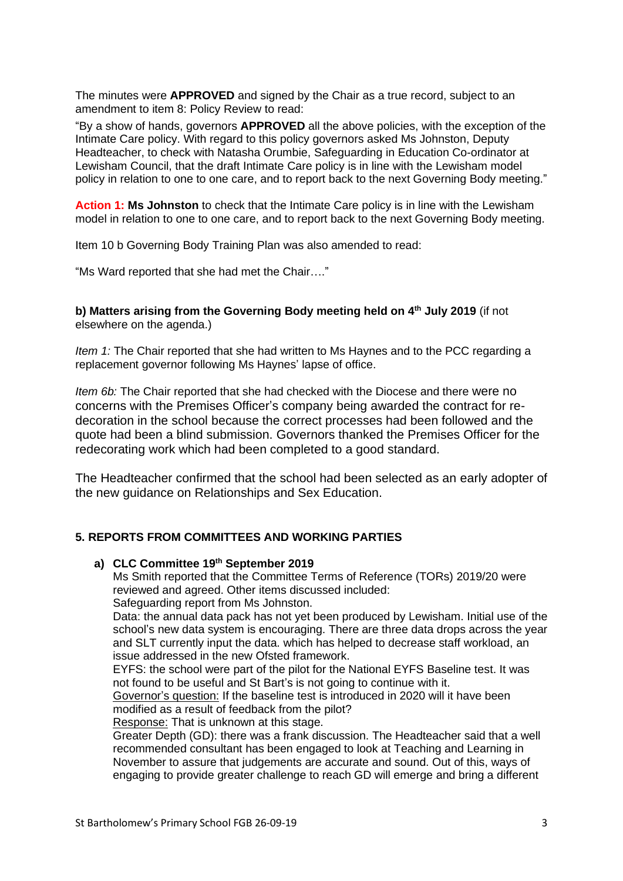The minutes were **APPROVED** and signed by the Chair as a true record, subject to an amendment to item 8: Policy Review to read:

"By a show of hands, governors **APPROVED** all the above policies, with the exception of the Intimate Care policy. With regard to this policy governors asked Ms Johnston, Deputy Headteacher, to check with Natasha Orumbie, Safeguarding in Education Co-ordinator at Lewisham Council, that the draft Intimate Care policy is in line with the Lewisham model policy in relation to one to one care, and to report back to the next Governing Body meeting."

**Action 1: Ms Johnston** to check that the Intimate Care policy is in line with the Lewisham model in relation to one to one care, and to report back to the next Governing Body meeting.

Item 10 b Governing Body Training Plan was also amended to read:

"Ms Ward reported that she had met the Chair…."

**b) Matters arising from the Governing Body meeting held on 4th July 2019** (if not elsewhere on the agenda.)

*Item 1:* The Chair reported that she had written to Ms Haynes and to the PCC regarding a replacement governor following Ms Haynes' lapse of office.

*Item 6b:* The Chair reported that she had checked with the Diocese and there were no concerns with the Premises Officer's company being awarded the contract for re-decoration in the school because the correct processes had been followed and the quote had been a blind submission. Governors thanked the Premises Officer for the redecorating work which had been completed to a good standard.

The Headteacher confirmed that the school had been selected as an early adopter of the new guidance on Relationships and Sex Education.

## 5. REPORTS FROM COMMITTEES AND WORKING PARTIES

### a) CLC Committee 19th September 2019

Ms Smith reported that the Committee Terms of Reference (TORs) 2019/20 were reviewed and agreed. Other items discussed included:

Safeguarding report from Ms Johnston.

Data: the annual data pack has not yet been produced by Lewisham. Initial use of the school's new data system is encouraging. There are three data drops across the year and SLT currently input the data. which has helped to decrease staff workload, an issue addressed in the new Ofsted framework.

EYFS: the school were part of the pilot for the National EYFS Baseline test. It was not found to be useful and St Bart's is not going to continue with it.

Governor's question: If the baseline test is introduced in 2020 will it have been modified as a result of feedback from the pilot?

Response: That is unknown at this stage.

Greater Depth (GD): there was a frank discussion. The Headteacher said that a well recommended consultant has been engaged to look at Teaching and Learning in November to assure that judgements are accurate and sound. Out of this, ways of engaging to provide greater challenge to reach GD will emerge and bring a different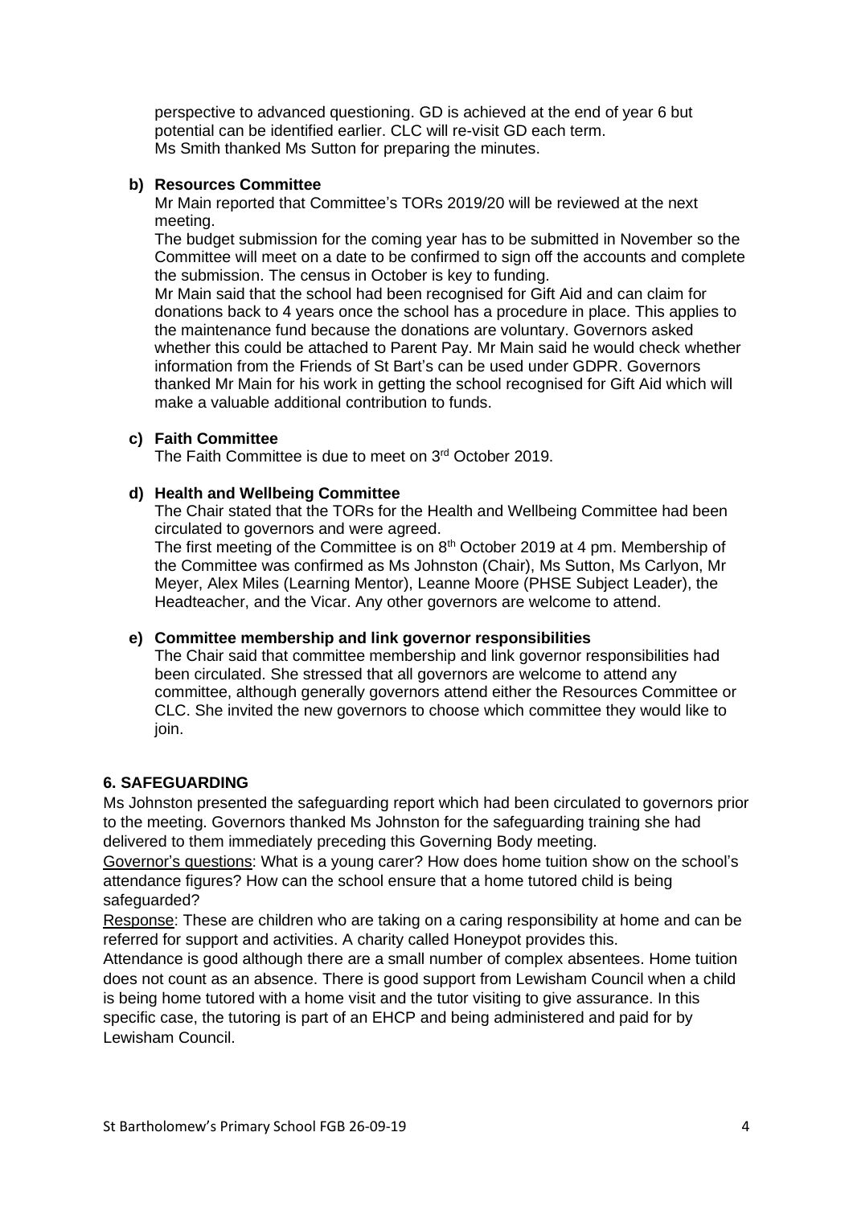perspective to advanced questioning. GD is achieved at the end of year 6 but potential can be identified earlier. CLC will re-visit GD each term.
Ms Smith thanked Ms Sutton for preparing the minutes.

**b) Resources Committee**

Mr Main reported that Committee's TORs 2019/20 will be reviewed at the next meeting.

The budget submission for the coming year has to be submitted in November so the Committee will meet on a date to be confirmed to sign off the accounts and complete the submission. The census in October is key to funding.

Mr Main said that the school had been recognised for Gift Aid and can claim for donations back to 4 years once the school has a procedure in place. This applies to the maintenance fund because the donations are voluntary. Governors asked whether this could be attached to Parent Pay. Mr Main said he would check whether information from the Friends of St Bart's can be used under GDPR. Governors thanked Mr Main for his work in getting the school recognised for Gift Aid which will make a valuable additional contribution to funds.

**c) Faith Committee**

The Faith Committee is due to meet on 3rd October 2019.

**d) Health and Wellbeing Committee**

The Chair stated that the TORs for the Health and Wellbeing Committee had been circulated to governors and were agreed.

The first meeting of the Committee is on 8th October 2019 at 4 pm. Membership of the Committee was confirmed as Ms Johnston (Chair), Ms Sutton, Ms Carlyon, Mr Meyer, Alex Miles (Learning Mentor), Leanne Moore (PHSE Subject Leader), the Headteacher, and the Vicar. Any other governors are welcome to attend.

**e) Committee membership and link governor responsibilities**

The Chair said that committee membership and link governor responsibilities had been circulated. She stressed that all governors are welcome to attend any committee, although generally governors attend either the Resources Committee or CLC. She invited the new governors to choose which committee they would like to join.

**6. SAFEGUARDING**

Ms Johnston presented the safeguarding report which had been circulated to governors prior to the meeting. Governors thanked Ms Johnston for the safeguarding training she had delivered to them immediately preceding this Governing Body meeting.

Governor's questions: What is a young carer? How does home tuition show on the school's attendance figures? How can the school ensure that a home tutored child is being safeguarded?

Response: These are children who are taking on a caring responsibility at home and can be referred for support and activities. A charity called Honeypot provides this.

Attendance is good although there are a small number of complex absentees. Home tuition does not count as an absence. There is good support from Lewisham Council when a child is being home tutored with a home visit and the tutor visiting to give assurance. In this specific case, the tutoring is part of an EHCP and being administered and paid for by Lewisham Council.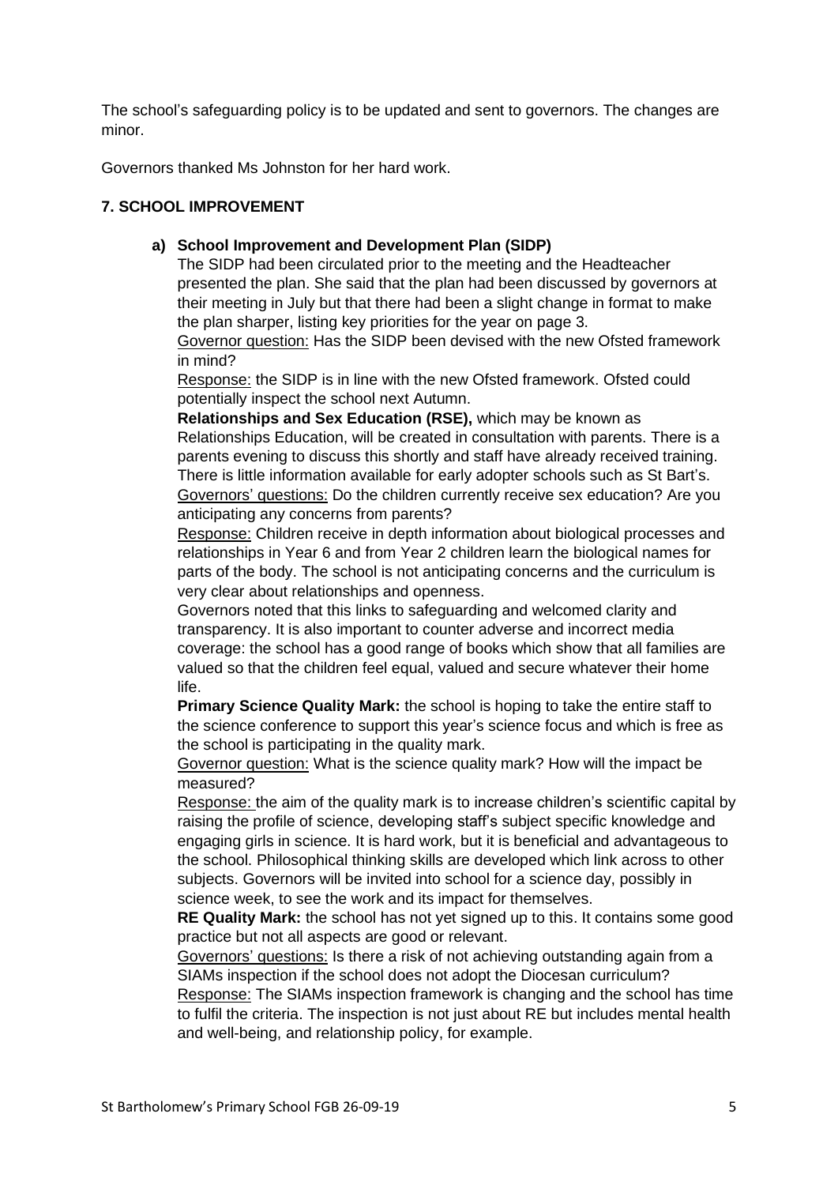The school's safeguarding policy is to be updated and sent to governors. The changes are minor.

Governors thanked Ms Johnston for her hard work.

## 7. SCHOOL IMPROVEMENT

### a) School Improvement and Development Plan (SIDP)

The SIDP had been circulated prior to the meeting and the Headteacher presented the plan. She said that the plan had been discussed by governors at their meeting in July but that there had been a slight change in format to make the plan sharper, listing key priorities for the year on page 3.

Governor question: Has the SIDP been devised with the new Ofsted framework in mind?

Response: the SIDP is in line with the new Ofsted framework. Ofsted could potentially inspect the school next Autumn.

**Relationships and Sex Education (RSE),** which may be known as Relationships Education, will be created in consultation with parents. There is a parents evening to discuss this shortly and staff have already received training. There is little information available for early adopter schools such as St Bart's.

Governors' questions: Do the children currently receive sex education? Are you anticipating any concerns from parents?

Response: Children receive in depth information about biological processes and relationships in Year 6 and from Year 2 children learn the biological names for parts of the body. The school is not anticipating concerns and the curriculum is very clear about relationships and openness.

Governors noted that this links to safeguarding and welcomed clarity and transparency. It is also important to counter adverse and incorrect media coverage: the school has a good range of books which show that all families are valued so that the children feel equal, valued and secure whatever their home life.

**Primary Science Quality Mark:** the school is hoping to take the entire staff to the science conference to support this year's science focus and which is free as the school is participating in the quality mark.

Governor question: What is the science quality mark? How will the impact be measured?

Response: the aim of the quality mark is to increase children's scientific capital by raising the profile of science, developing staff's subject specific knowledge and engaging girls in science. It is hard work, but it is beneficial and advantageous to the school. Philosophical thinking skills are developed which link across to other subjects. Governors will be invited into school for a science day, possibly in science week, to see the work and its impact for themselves.

**RE Quality Mark:** the school has not yet signed up to this. It contains some good practice but not all aspects are good or relevant.

Governors' questions: Is there a risk of not achieving outstanding again from a SIAMs inspection if the school does not adopt the Diocesan curriculum?

Response: The SIAMs inspection framework is changing and the school has time to fulfil the criteria. The inspection is not just about RE but includes mental health and well-being, and relationship policy, for example.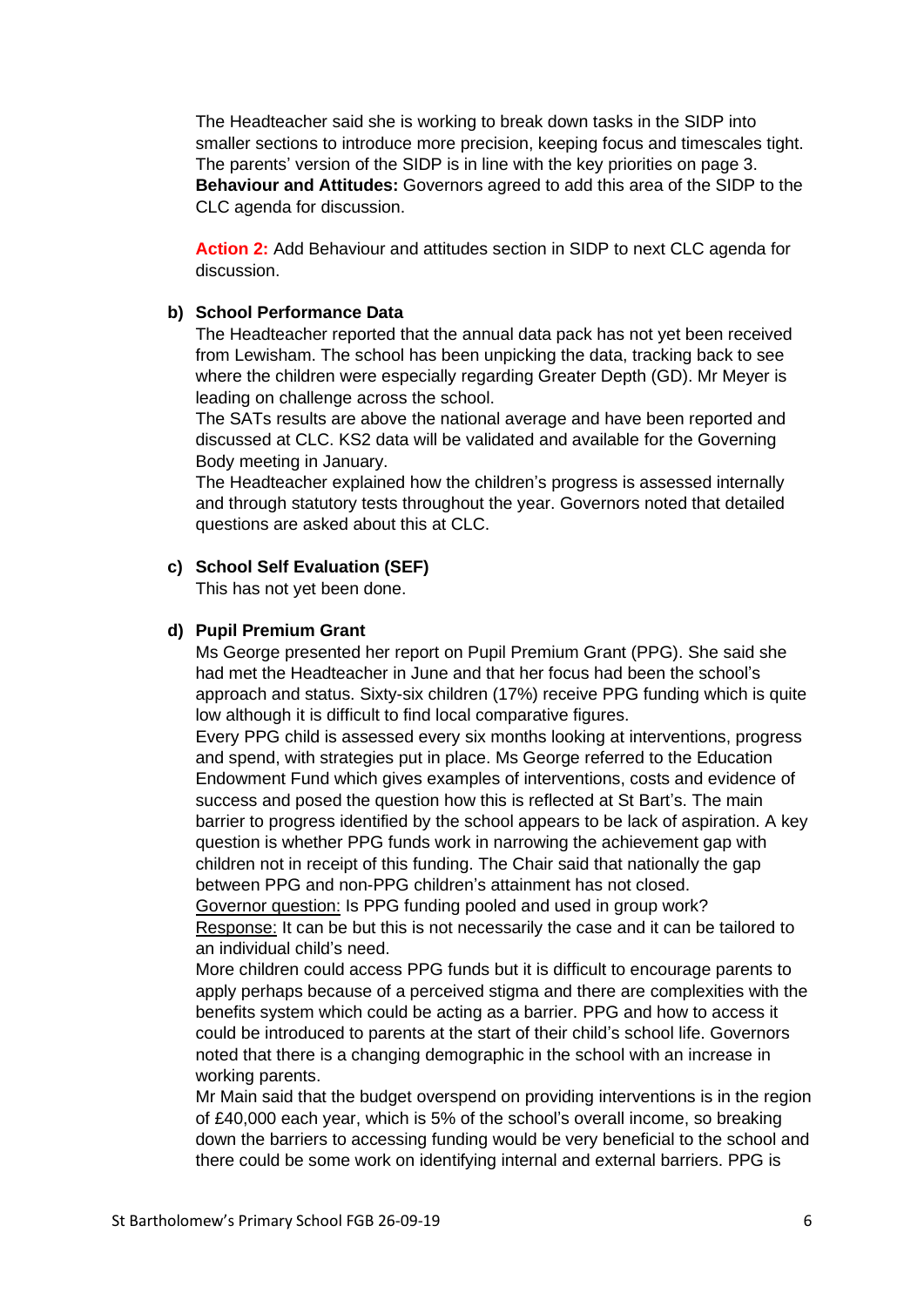The Headteacher said she is working to break down tasks in the SIDP into smaller sections to introduce more precision, keeping focus and timescales tight. The parents' version of the SIDP is in line with the key priorities on page 3.
**Behaviour and Attitudes:** Governors agreed to add this area of the SIDP to the CLC agenda for discussion.

**Action 2:** Add Behaviour and attitudes section in SIDP to next CLC agenda for discussion.

**b) School Performance Data**

The Headteacher reported that the annual data pack has not yet been received from Lewisham. The school has been unpicking the data, tracking back to see where the children were especially regarding Greater Depth (GD). Mr Meyer is leading on challenge across the school.
The SATs results are above the national average and have been reported and discussed at CLC. KS2 data will be validated and available for the Governing Body meeting in January.
The Headteacher explained how the children's progress is assessed internally and through statutory tests throughout the year. Governors noted that detailed questions are asked about this at CLC.

**c) School Self Evaluation (SEF)**

This has not yet been done.

**d) Pupil Premium Grant**

Ms George presented her report on Pupil Premium Grant (PPG). She said she had met the Headteacher in June and that her focus had been the school's approach and status. Sixty-six children (17%) receive PPG funding which is quite low although it is difficult to find local comparative figures.
Every PPG child is assessed every six months looking at interventions, progress and spend, with strategies put in place. Ms George referred to the Education Endowment Fund which gives examples of interventions, costs and evidence of success and posed the question how this is reflected at St Bart's. The main barrier to progress identified by the school appears to be lack of aspiration. A key question is whether PPG funds work in narrowing the achievement gap with children not in receipt of this funding. The Chair said that nationally the gap between PPG and non-PPG children's attainment has not closed.
Governor question: Is PPG funding pooled and used in group work?
Response: It can be but this is not necessarily the case and it can be tailored to an individual child's need.
More children could access PPG funds but it is difficult to encourage parents to apply perhaps because of a perceived stigma and there are complexities with the benefits system which could be acting as a barrier. PPG and how to access it could be introduced to parents at the start of their child's school life. Governors noted that there is a changing demographic in the school with an increase in working parents.
Mr Main said that the budget overspend on providing interventions is in the region of £40,000 each year, which is 5% of the school's overall income, so breaking down the barriers to accessing funding would be very beneficial to the school and there could be some work on identifying internal and external barriers. PPG is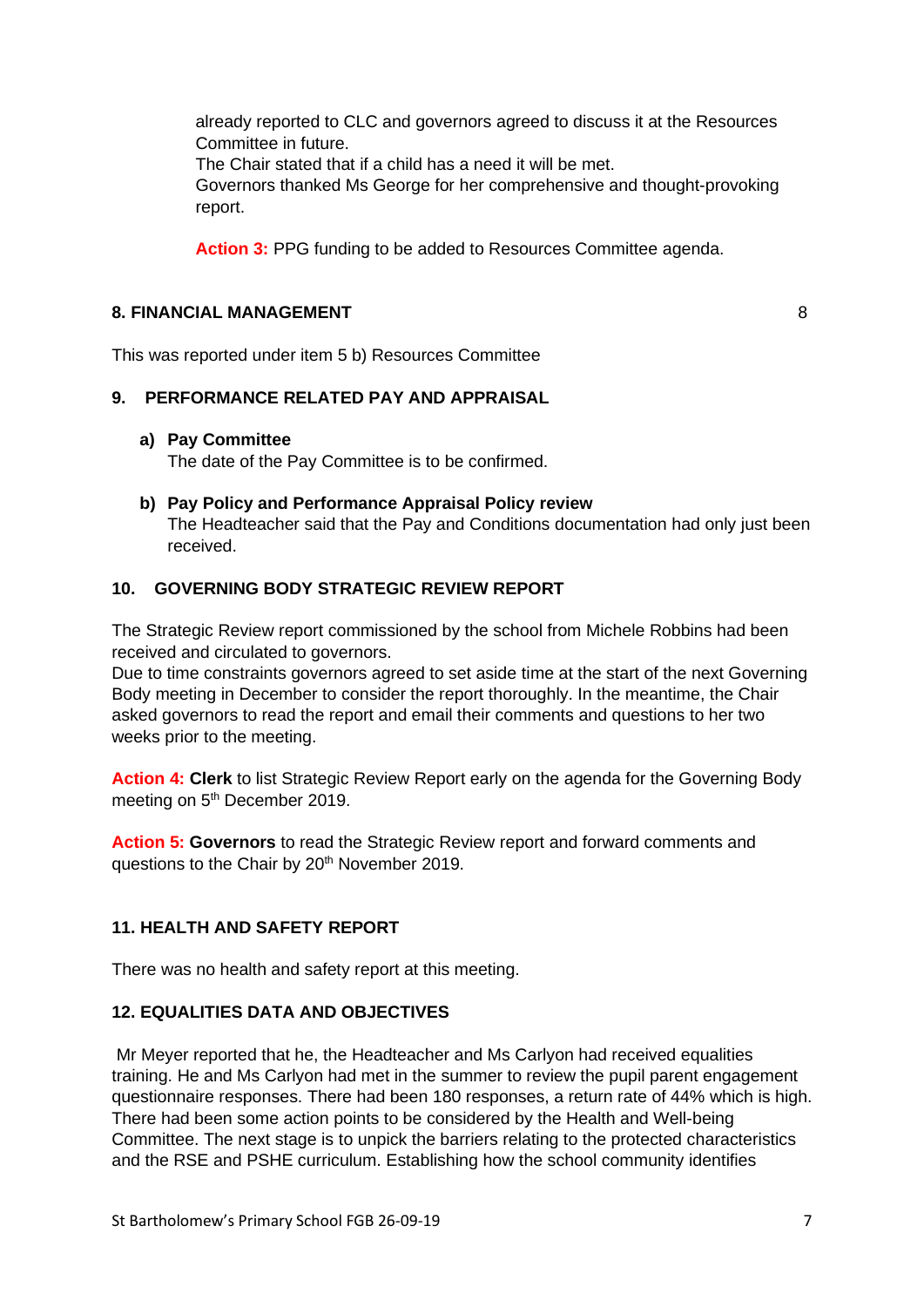already reported to CLC and governors agreed to discuss it at the Resources Committee in future.
The Chair stated that if a child has a need it will be met.
Governors thanked Ms George for her comprehensive and thought-provoking report.

**Action 3:** PPG funding to be added to Resources Committee agenda.

## 8. FINANCIAL MANAGEMENT

8

This was reported under item 5 b) Resources Committee

## 9. PERFORMANCE RELATED PAY AND APPRAISAL

**a) Pay Committee**
The date of the Pay Committee is to be confirmed.

**b) Pay Policy and Performance Appraisal Policy review**
The Headteacher said that the Pay and Conditions documentation had only just been received.

## 10. GOVERNING BODY STRATEGIC REVIEW REPORT

The Strategic Review report commissioned by the school from Michele Robbins had been received and circulated to governors.
Due to time constraints governors agreed to set aside time at the start of the next Governing Body meeting in December to consider the report thoroughly. In the meantime, the Chair asked governors to read the report and email their comments and questions to her two weeks prior to the meeting.

**Action 4: Clerk** to list Strategic Review Report early on the agenda for the Governing Body meeting on 5th December 2019.

**Action 5: Governors** to read the Strategic Review report and forward comments and questions to the Chair by 20th November 2019.

## 11. HEALTH AND SAFETY REPORT

There was no health and safety report at this meeting.

## 12. EQUALITIES DATA AND OBJECTIVES

Mr Meyer reported that he, the Headteacher and Ms Carlyon had received equalities training. He and Ms Carlyon had met in the summer to review the pupil parent engagement questionnaire responses. There had been 180 responses, a return rate of 44% which is high. There had been some action points to be considered by the Health and Well-being Committee. The next stage is to unpick the barriers relating to the protected characteristics and the RSE and PSHE curriculum. Establishing how the school community identifies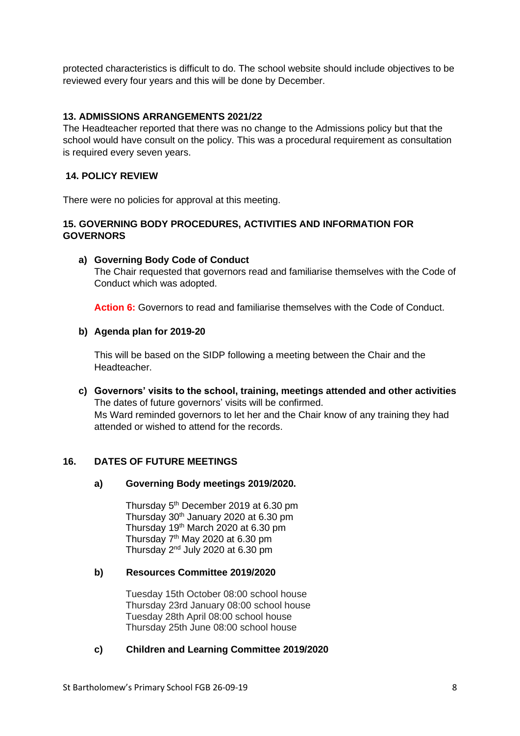protected characteristics is difficult to do. The school website should include objectives to be reviewed every four years and this will be done by December.

**13. ADMISSIONS ARRANGEMENTS 2021/22**

The Headteacher reported that there was no change to the Admissions policy but that the school would have consult on the policy. This was a procedural requirement as consultation is required every seven years.

**14. POLICY REVIEW**

There were no policies for approval at this meeting.

**15. GOVERNING BODY PROCEDURES, ACTIVITIES AND INFORMATION FOR GOVERNORS**

**a) Governing Body Code of Conduct**

The Chair requested that governors read and familiarise themselves with the Code of Conduct which was adopted.

**Action 6:** Governors to read and familiarise themselves with the Code of Conduct.

**b) Agenda plan for 2019-20**

This will be based on the SIDP following a meeting between the Chair and the Headteacher.

**c) Governors' visits to the school, training, meetings attended and other activities**

The dates of future governors' visits will be confirmed.
Ms Ward reminded governors to let her and the Chair know of any training they had attended or wished to attend for the records.

**16. DATES OF FUTURE MEETINGS**

**a) Governing Body meetings 2019/2020.**

Thursday 5th December 2019 at 6.30 pm
Thursday 30th January 2020 at 6.30 pm
Thursday 19th March 2020 at 6.30 pm
Thursday 7th May 2020 at 6.30 pm
Thursday 2nd July 2020 at 6.30 pm

**b) Resources Committee 2019/2020**

Tuesday 15th October 08:00 school house
Thursday 23rd January 08:00 school house
Tuesday 28th April 08:00 school house
Thursday 25th June 08:00 school house

**c) Children and Learning Committee 2019/2020**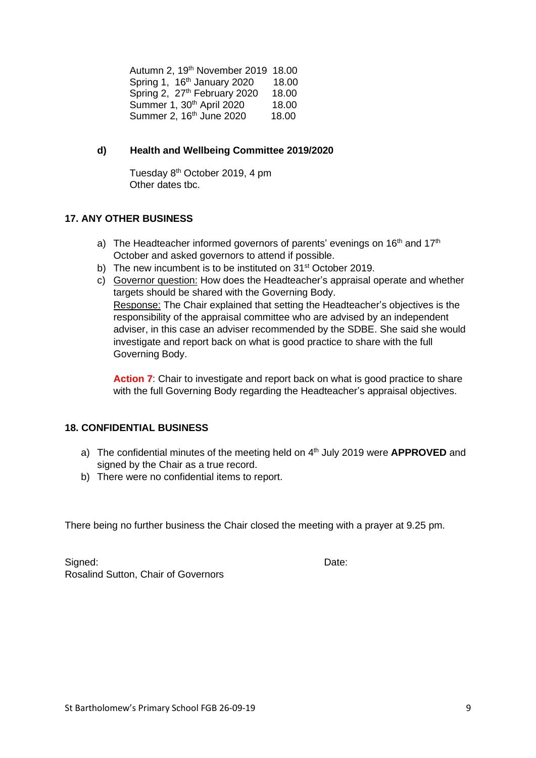| | |
|---|---|
| Autumn 2, 19th November 2019 | 18.00 |
| Spring 1, 16th January 2020 | 18.00 |
| Spring 2, 27th February 2020 | 18.00 |
| Summer 1, 30th April 2020 | 18.00 |
| Summer 2, 16th June 2020 | 18.00 |

**d) Health and Wellbeing Committee 2019/2020**

Tuesday 8th October 2019, 4 pm
Other dates tbc.

## 17. ANY OTHER BUSINESS

a) The Headteacher informed governors of parents' evenings on 16th and 17th October and asked governors to attend if possible.

b) The new incumbent is to be instituted on 31st October 2019.

c) Governor question: How does the Headteacher's appraisal operate and whether targets should be shared with the Governing Body.
Response: The Chair explained that setting the Headteacher's objectives is the responsibility of the appraisal committee who are advised by an independent adviser, in this case an adviser recommended by the SDBE. She said she would investigate and report back on what is good practice to share with the full Governing Body.

**Action 7**: Chair to investigate and report back on what is good practice to share with the full Governing Body regarding the Headteacher's appraisal objectives.

## 18. CONFIDENTIAL BUSINESS

a) The confidential minutes of the meeting held on 4th July 2019 were **APPROVED** and signed by the Chair as a true record.

b) There were no confidential items to report.

There being no further business the Chair closed the meeting with a prayer at 9.25 pm.

Signed: Date:
Rosalind Sutton, Chair of Governors